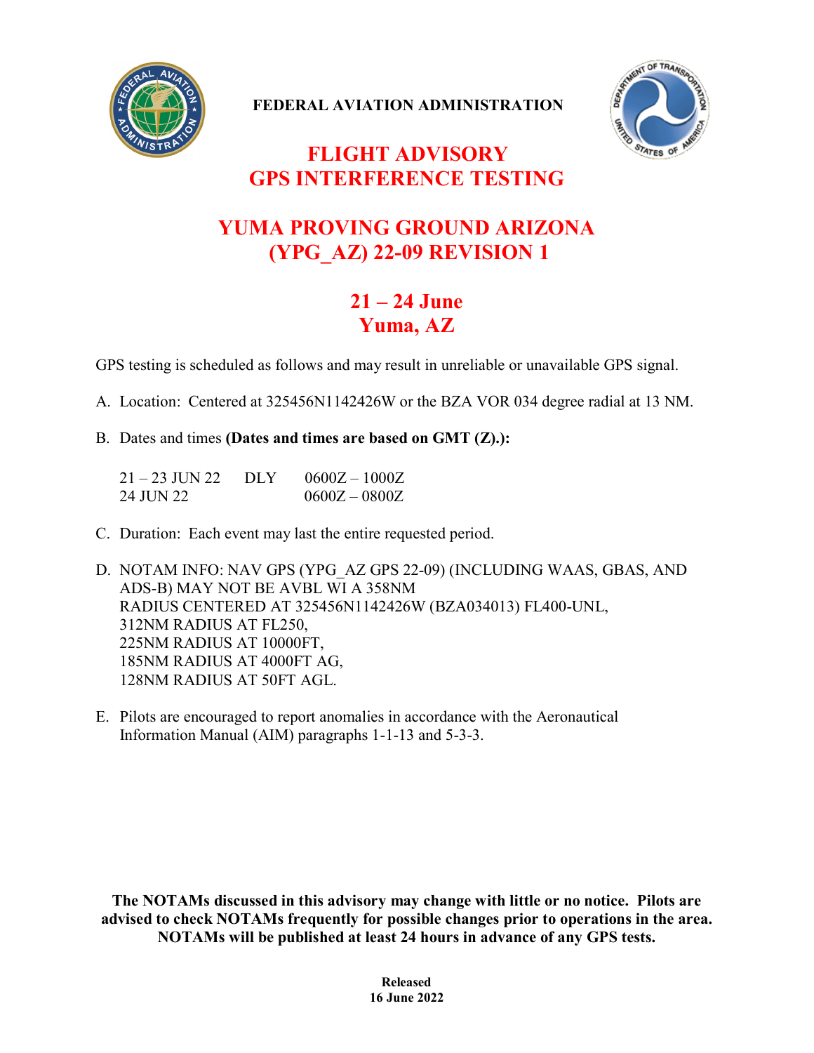**FEDERAL AVIATION ADMINISTRATION**

# FLIGHT ADVISORY
# GPS INTERFERENCE TESTING

## YUMA PROVING GROUND ARIZONA (YPG_AZ) 22-09 REVISION 1

## 21 – 24 June
## Yuma, AZ

GPS testing is scheduled as follows and may result in unreliable or unavailable GPS signal.

A. Location: Centered at 325456N1142426W or the BZA VOR 034 degree radial at 13 NM.

B. Dates and times **(Dates and times are based on GMT (Z).):**

| | | |
|---|---|---|
| 21 – 23 JUN 22 | DLY | 0600Z – 1000Z |
| 24 JUN 22 | | 0600Z – 0800Z |

C. Duration: Each event may last the entire requested period.

D. NOTAM INFO: NAV GPS (YPG_AZ GPS 22-09) (INCLUDING WAAS, GBAS, AND ADS-B) MAY NOT BE AVBL WI A 358NM RADIUS CENTERED AT 325456N1142426W (BZA034013) FL400-UNL, 312NM RADIUS AT FL250, 225NM RADIUS AT 10000FT, 185NM RADIUS AT 4000FT AG, 128NM RADIUS AT 50FT AGL.

E. Pilots are encouraged to report anomalies in accordance with the Aeronautical Information Manual (AIM) paragraphs 1-1-13 and 5-3-3.

**The NOTAMs discussed in this advisory may change with little or no notice. Pilots are advised to check NOTAMs frequently for possible changes prior to operations in the area. NOTAMs will be published at least 24 hours in advance of any GPS tests.**

**Released**
**16 June 2022**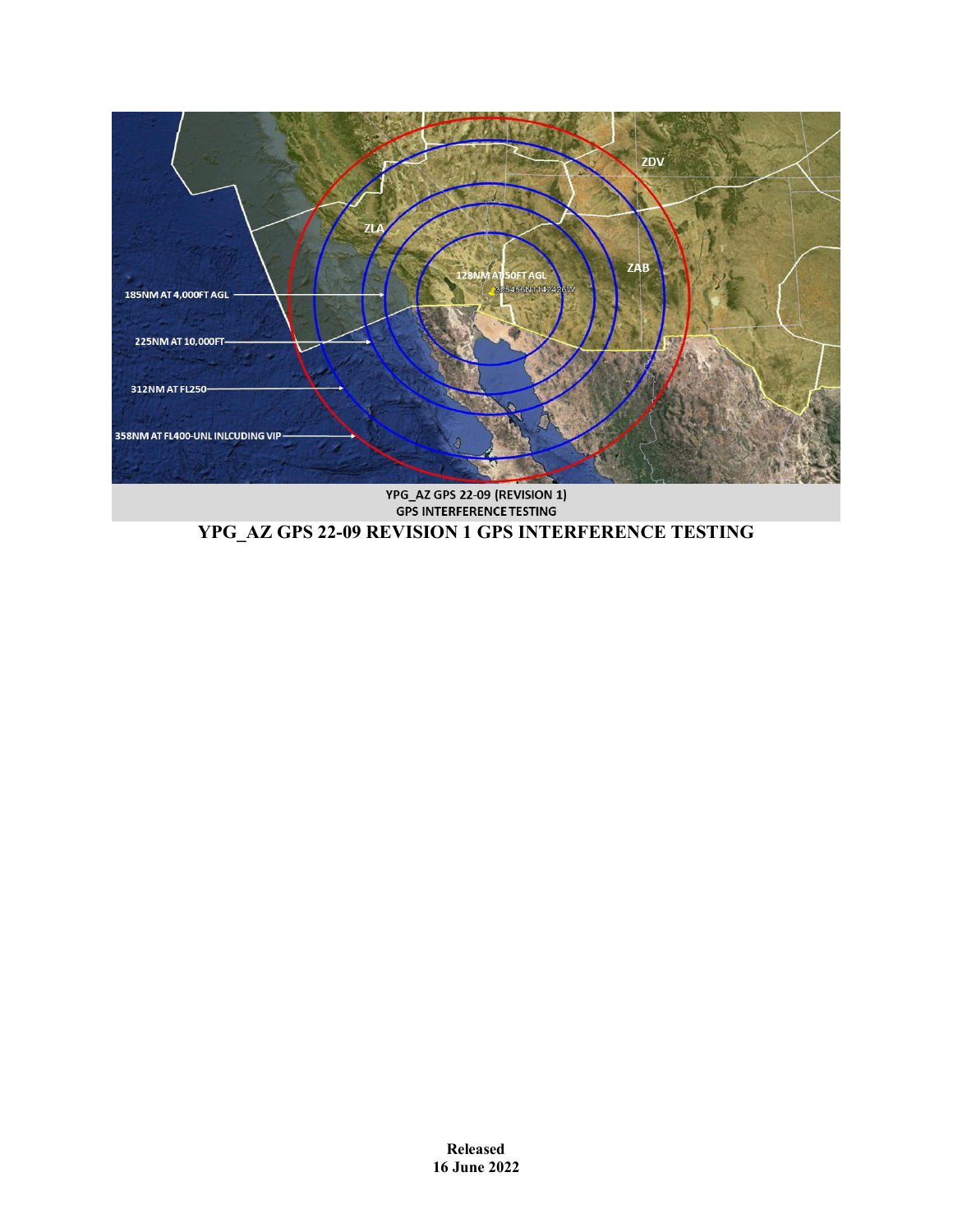ZDV

ZLA

ZAB

128NM AT 50FT AGL

325456N1142426W

185NM AT 4,000FT AGL

225NM AT 10,000FT

312NM AT FL250

358NM AT FL400-UNL INLCUDING VIP

YPG_AZ GPS 22-09 (REVISION 1)
GPS INTERFERENCE TESTING

**YPG_AZ GPS 22-09 REVISION 1 GPS INTERFERENCE TESTING**

**Released**
**16 June 2022**